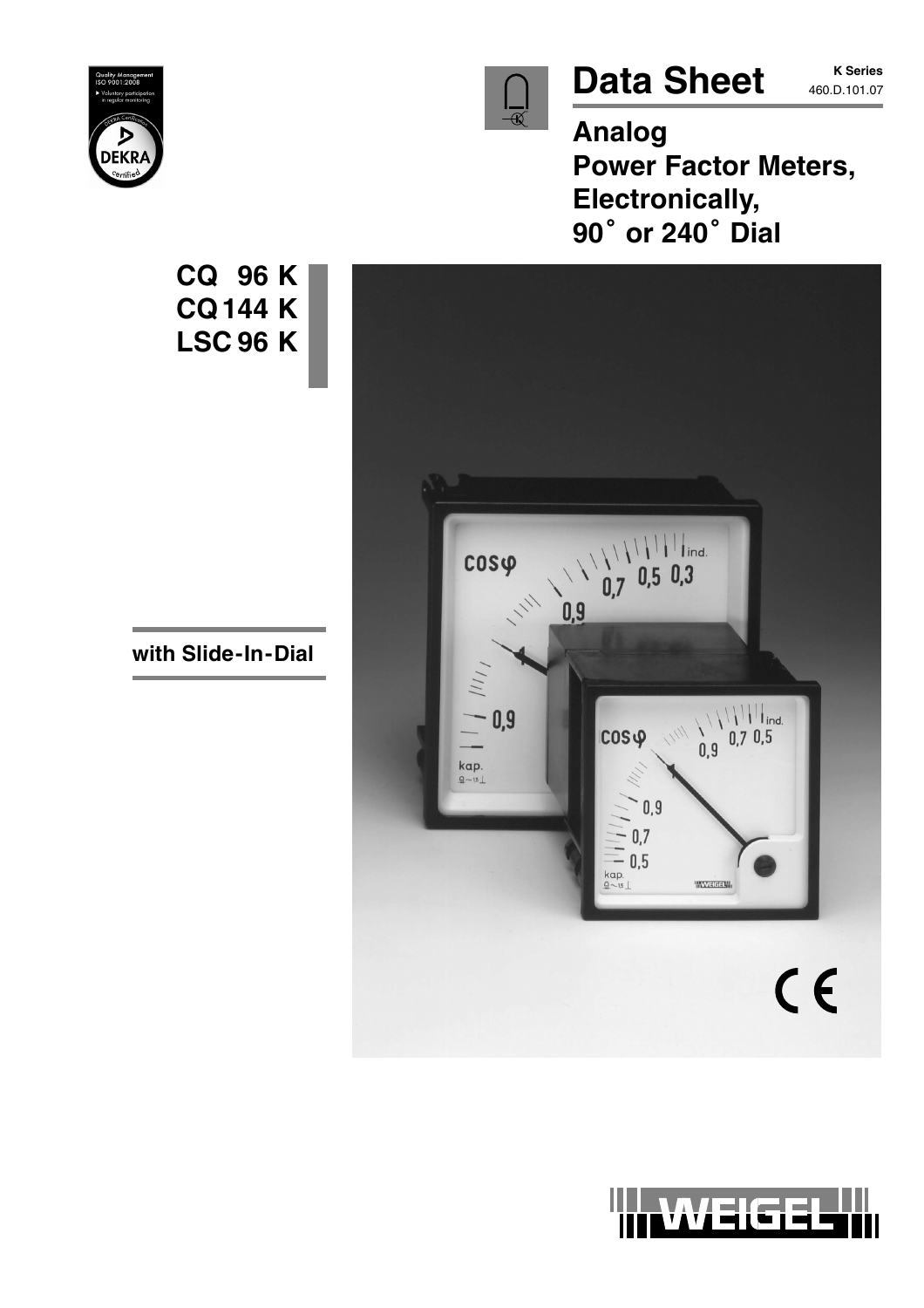# Data Sheet

**K Series**
460.D.101.07

## Analog Power Factor Meters, Electronically, 90° or 240° Dial

**CQ 96 K**
**CQ 144 K**
**LSC 96 K**

**with Slide-In-Dial**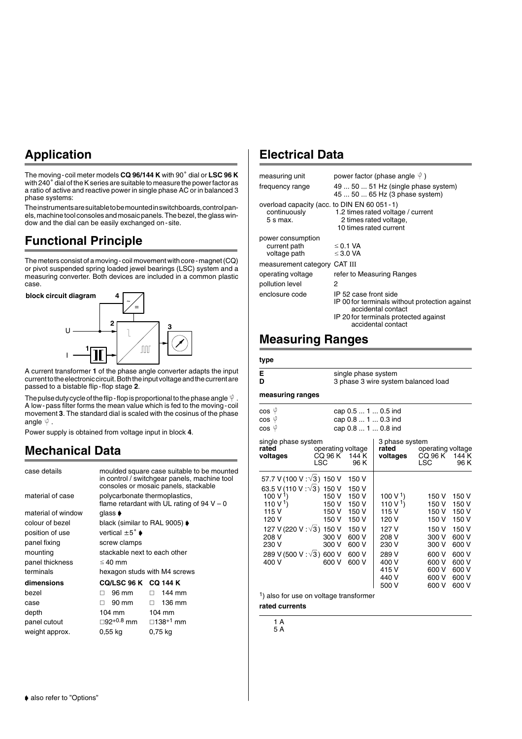## Application

The moving-coil meter models **CQ 96/144 K** with 90° dial or **LSC 96 K** with 240° dial of the K series are suitable to measure the power factor as a ratio of active and reactive power in single phase AC or in balanced 3 phase systems:

The instruments are suitable to be mounted in switchboards, control panels, machine tool consoles and mosaic panels. The bezel, the glass window and the dial can be easily exchanged on-site.

## Functional Principle

The meters consist of a moving-coil movement with core-magnet (CQ) or pivot suspended spring loaded jewel bearings (LSC) system and a measuring converter. Both devices are included in a common plastic case.

**block circuit diagram**

A current transformer **1** of the phase angle converter adapts the input current to the electronic circuit. Both the input voltage and the current are passed to a bistable flip-flop stage **2**.

The pulse duty cycle of the flip-flop is proportional to the phase angle $\varphi$. A low-pass filter forms the mean value which is fed to the moving-coil movement **3**. The standard dial is scaled with the cosinus of the phase angle $\varphi$.

Power supply is obtained from voltage input in block **4**.

## Mechanical Data

| | |
|---|---|
| case details | moulded square case suitable to be mounted in control / switchgear panels, machine tool consoles or mosaic panels, stackable |
| material of case | polycarbonate thermoplastics, flame retardant with UL rating of 94 V – 0 |
| material of window | glass ➧ |
| colour of bezel | black (similar to RAL 9005) ➧ |
| position of use | vertical ±5° ➧ |
| panel fixing | screw clamps |
| mounting | stackable next to each other |
| panel thickness | ≤ 40 mm |
| terminals | hexagon studs with M4 screws |

| **dimensions** | **CQ/LSC 96 K** | **CQ 144 K** |
|---|---|---|
| bezel | □ 96 mm | □ 144 mm |
| case | □ 90 mm | □ 136 mm |
| depth | 104 mm | 104 mm |
| panel cutout | □92$^{+0.8}$ mm | □138$^{+1}$ mm |
| weight approx. | 0,55 kg | 0,75 kg |

## Electrical Data

| | |
|---|---|
| measuring unit | power factor (phase angle $\varphi$) |
| frequency range | 49 ... 50 ... 51 Hz (single phase system)<br>45 ... 50 ... 65 Hz (3 phase system) |
| overload capacity (acc. to DIN EN 60 051-1) | |
| continuously | 1.2 times rated voltage / current |
| 5 s max. | 2 times rated voltage,<br>10 times rated current |
| power consumption | |
| current path | ≤ 0.1 VA |
| voltage path | ≤ 3.0 VA |
| measurement category | CAT III |
| operating voltage | refer to Measuring Ranges |
| pollution level | 2 |
| enclosure code | IP 52 case front side<br>IP 00 for terminals without protection against accidental contact<br>IP 20 for terminals protected against accidental contact |

## Measuring Ranges

**type**

| | |
|---|---|
| **E** | single phase system |
| **D** | 3 phase 3 wire system balanced load |

**measuring ranges**

| | |
|---|---|
| cos $\varphi$ | cap 0.5 ... 1 ... 0.5 ind |
| cos $\varphi$ | cap 0.8 ... 1 ... 0.3 ind |
| cos $\varphi$ | cap 0.8 ... 1 ... 0.8 ind |

| single phase system **rated voltages** | operating voltage CQ 96 K LSC | operating voltage 144 K 96 K | 3 phase system **rated voltages** | operating voltage CQ 96 K LSC | operating voltage 144 K 96 K |
|---|---|---|---|---|---|
| 57.7 V (100 V : √3) | 150 V | 150 V | | | |
| 63.5 V (110 V : √3) | 150 V | 150 V | | | |
| 100 V [1] | 150 V | 150 V | 100 V [1] | 150 V | 150 V |
| 110 V [1] | 150 V | 150 V | 110 V [1] | 150 V | 150 V |
| 115 V | 150 V | 150 V | 115 V | 150 V | 150 V |
| 120 V | 150 V | 150 V | 120 V | 150 V | 150 V |
| 127 V (220 V : √3) | 150 V | 150 V | 127 V | 150 V | 150 V |
| 208 V | 300 V | 600 V | 208 V | 300 V | 600 V |
| 230 V | 300 V | 600 V | 230 V | 300 V | 600 V |
| 289 V (500 V : √3) | 600 V | 600 V | 289 V | 600 V | 600 V |
| 400 V | 600 V | 600 V | 400 V | 600 V | 600 V |
| | | | 415 V | 600 V | 600 V |
| | | | 440 V | 600 V | 600 V |
| | | | 500 V | 600 V | 600 V |

[1]) also for use on voltage transformer

**rated currents**

1 A
5 A

➧ also refer to "Options"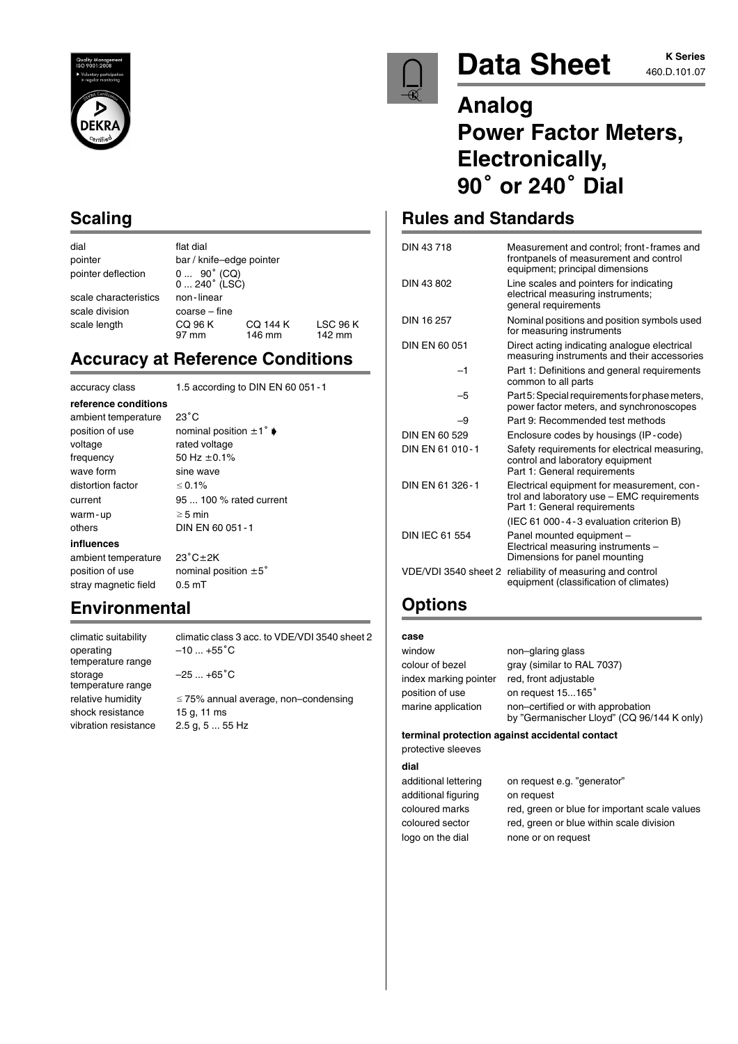# Data Sheet

**K Series**
460.D.101.07

# Analog Power Factor Meters, Electronically, 90˚ or 240˚ Dial

## Scaling

| | | | |
|---|---|---|---|
| dial | flat dial | | |
| pointer | bar / knife–edge pointer | | |
| pointer deflection | 0 ... 90˚ (CQ)<br>0 ... 240˚ (LSC) | | |
| scale characteristics | non-linear | | |
| scale division | coarse – fine | | |
| scale length | CQ 96 K<br>97 mm | CQ 144 K<br>146 mm | LSC 96 K<br>142 mm |

## Accuracy at Reference Conditions

| | |
|---|---|
| accuracy class | 1.5 according to DIN EN 60 051-1 |

**reference conditions**

| | |
|---|---|
| ambient temperature | 23˚C |
| position of use | nominal position ±1˚ |
| voltage | rated voltage |
| frequency | 50 Hz ±0.1% |
| wave form | sine wave |
| distortion factor | ≤ 0.1% |
| current | 95 ... 100 % rated current |
| warm-up | ≥ 5 min |
| others | DIN EN 60 051-1 |

**influences**

| | |
|---|---|
| ambient temperature | 23˚C±2K |
| position of use | nominal position ±5˚ |
| stray magnetic field | 0.5 mT |

## Environmental

| | |
|---|---|
| climatic suitability | climatic class 3 acc. to VDE/VDI 3540 sheet 2 |
| operating temperature range | –10 ... +55˚C |
| storage temperature range | –25 ... +65˚C |
| relative humidity | ≤ 75% annual average, non–condensing |
| shock resistance | 15 g, 11 ms |
| vibration resistance | 2.5 g, 5 ... 55 Hz |

## Rules and Standards

| | |
|---|---|
| DIN 43 718 | Measurement and control; front-frames and frontpanels of measurement and control equipment; principal dimensions |
| DIN 43 802 | Line scales and pointers for indicating electrical measuring instruments; general requirements |
| DIN 16 257 | Nominal positions and position symbols used for measuring instruments |
| DIN EN 60 051 | Direct acting indicating analogue electrical measuring instruments and their accessories |
| –1 | Part 1: Definitions and general requirements common to all parts |
| –5 | Part 5: Special requirements for phase meters, power factor meters, and synchronoscopes |
| –9 | Part 9: Recommended test methods |
| DIN EN 60 529 | Enclosure codes by housings (IP-code) |
| DIN EN 61 010-1 | Safety requirements for electrical measuring, control and laboratory equipment Part 1: General requirements |
| DIN EN 61 326-1 | Electrical equipment for measurement, control and laboratory use – EMC requirements Part 1: General requirements |
| | (IEC 61 000-4-3 evaluation criterion B) |
| DIN IEC 61 554 | Panel mounted equipment – Electrical measuring instruments – Dimensions for panel mounting |
| VDE/VDI 3540 sheet 2 | reliability of measuring and control equipment (classification of climates) |

## Options

**case**

| | |
|---|---|
| window | non–glaring glass |
| colour of bezel | gray (similar to RAL 7037) |
| index marking pointer | red, front adjustable |
| position of use | on request 15...165˚ |
| marine application | non–certified or with approbation by "Germanischer Lloyd" (CQ 96/144 K only) |

**terminal protection against accidental contact**

protective sleeves

**dial**

| | |
|---|---|
| additional lettering | on request e.g. "generator" |
| additional figuring | on request |
| coloured marks | red, green or blue for important scale values |
| coloured sector | red, green or blue within scale division |
| logo on the dial | none or on request |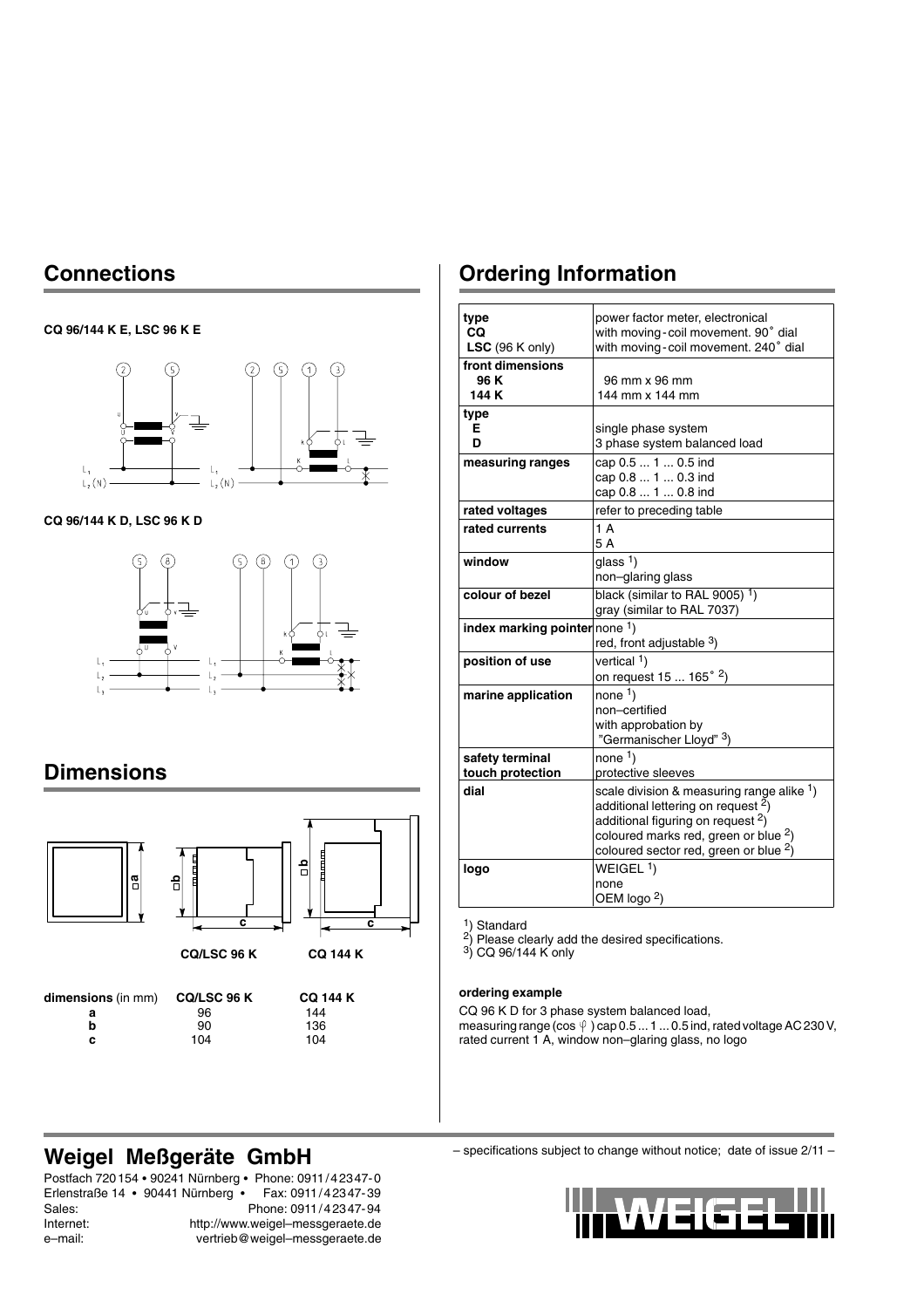## Connections

**CQ 96/144 K E, LSC 96 K E**

2 5 2 5 1 3

U V K L

L1 L2(N) L1 L2(N)

**CQ 96/144 K D, LSC 96 K D**

5 8 5 8 1 3

U V K L

L1 L2 L3 L1 L2 L3

## Dimensions

□a □b c □b c

CQ/LSC 96 K CQ 144 K

| dimensions (in mm) | CQ/LSC 96 K | CQ 144 K |
|---|---|---|
| a | 96 | 144 |
| b | 90 | 136 |
| c | 104 | 104 |

## Ordering Information

| | |
|---|---|
| **type**<br>**CQ**<br>**LSC** (96 K only) | power factor meter, electronical<br>with moving-coil movement. 90° dial<br>with moving-coil movement. 240° dial |
| **front dimensions**<br>**96 K**<br>**144 K** | <br>96 mm x 96 mm<br>144 mm x 144 mm |
| **type**<br>**E**<br>**D** | <br>single phase system<br>3 phase system balanced load |
| **measuring ranges** | cap 0.5 ... 1 ... 0.5 ind<br>cap 0.8 ... 1 ... 0.3 ind<br>cap 0.8 ... 1 ... 0.8 ind |
| **rated voltages** | refer to preceding table |
| **rated currents** | 1 A<br>5 A |
| **window** | glass [1]<br>non–glaring glass |
| **colour of bezel** | black (similar to RAL 9005) [1]<br>gray (similar to RAL 7037) |
| **index marking pointer** | none [1]<br>red, front adjustable [3] |
| **position of use** | vertical [1]<br>on request 15 ... 165° [2] |
| **marine application** | none [1]<br>non–certified<br>with approbation by "Germanischer Lloyd" [3] |
| **safety terminal touch protection** | none [1]<br>protective sleeves |
| **dial** | scale division & measuring range alike [1]<br>additional lettering on request [2]<br>additional figuring on request [2]<br>coloured marks red, green or blue [2]<br>coloured sector red, green or blue [2] |
| **logo** | WEIGEL [1]<br>none<br>OEM logo [2] |

[1] Standard
[2] Please clearly add the desired specifications.
[3] CQ 96/144 K only

**ordering example**

CQ 96 K D for 3 phase system balanced load,
measuring range (cos φ) cap 0.5 ... 1 ... 0.5 ind, rated voltage AC 230 V,
rated current 1 A, window non–glaring glass, no logo

## Weigel Meßgeräte GmbH

Postfach 720 154 • 90241 Nürnberg • Phone: 0911 / 4 23 47- 0
Erlenstraße 14 • 90441 Nürnberg • Fax: 0911 / 4 23 47- 39
Sales: Phone: 0911 / 4 23 47- 94
Internet: http://www.weigel–messgeraete.de
e–mail: vertrieb@weigel–messgeraete.de

– specifications subject to change without notice; date of issue 2/11 –

WEIGEL